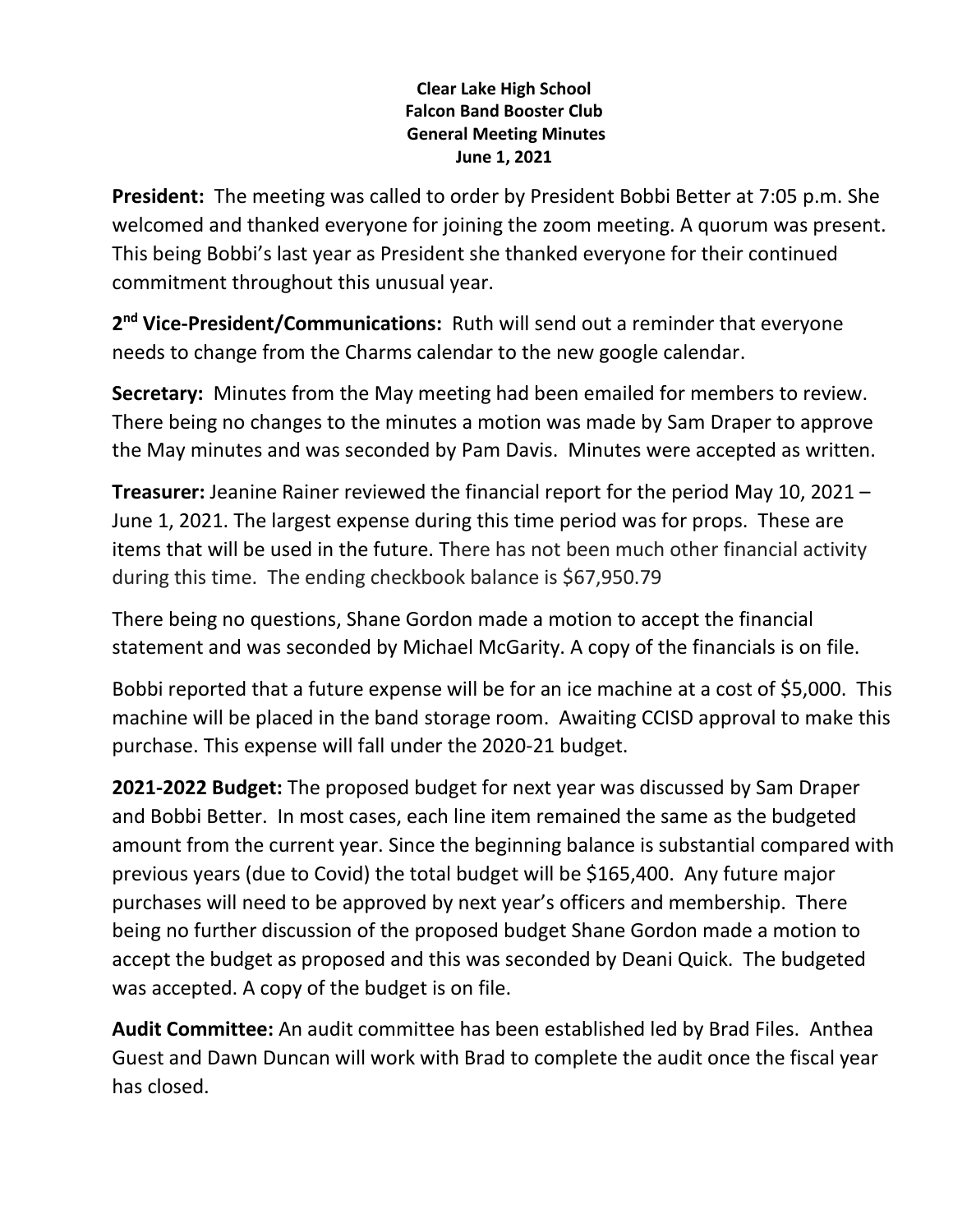**Clear Lake High School**
**Falcon Band Booster Club**
**General Meeting Minutes**
**June 1, 2021**

**President:** The meeting was called to order by President Bobbi Better at 7:05 p.m. She welcomed and thanked everyone for joining the zoom meeting. A quorum was present. This being Bobbi's last year as President she thanked everyone for their continued commitment throughout this unusual year.

**2nd Vice-President/Communications:** Ruth will send out a reminder that everyone needs to change from the Charms calendar to the new google calendar.

**Secretary:** Minutes from the May meeting had been emailed for members to review. There being no changes to the minutes a motion was made by Sam Draper to approve the May minutes and was seconded by Pam Davis. Minutes were accepted as written.

**Treasurer:** Jeanine Rainer reviewed the financial report for the period May 10, 2021 – June 1, 2021. The largest expense during this time period was for props. These are items that will be used in the future. There has not been much other financial activity during this time. The ending checkbook balance is $67,950.79

There being no questions, Shane Gordon made a motion to accept the financial statement and was seconded by Michael McGarity. A copy of the financials is on file.

Bobbi reported that a future expense will be for an ice machine at a cost of $5,000. This machine will be placed in the band storage room. Awaiting CCISD approval to make this purchase. This expense will fall under the 2020-21 budget.

**2021-2022 Budget:** The proposed budget for next year was discussed by Sam Draper and Bobbi Better. In most cases, each line item remained the same as the budgeted amount from the current year. Since the beginning balance is substantial compared with previous years (due to Covid) the total budget will be $165,400. Any future major purchases will need to be approved by next year's officers and membership. There being no further discussion of the proposed budget Shane Gordon made a motion to accept the budget as proposed and this was seconded by Deani Quick. The budgeted was accepted. A copy of the budget is on file.

**Audit Committee:** An audit committee has been established led by Brad Files. Anthea Guest and Dawn Duncan will work with Brad to complete the audit once the fiscal year has closed.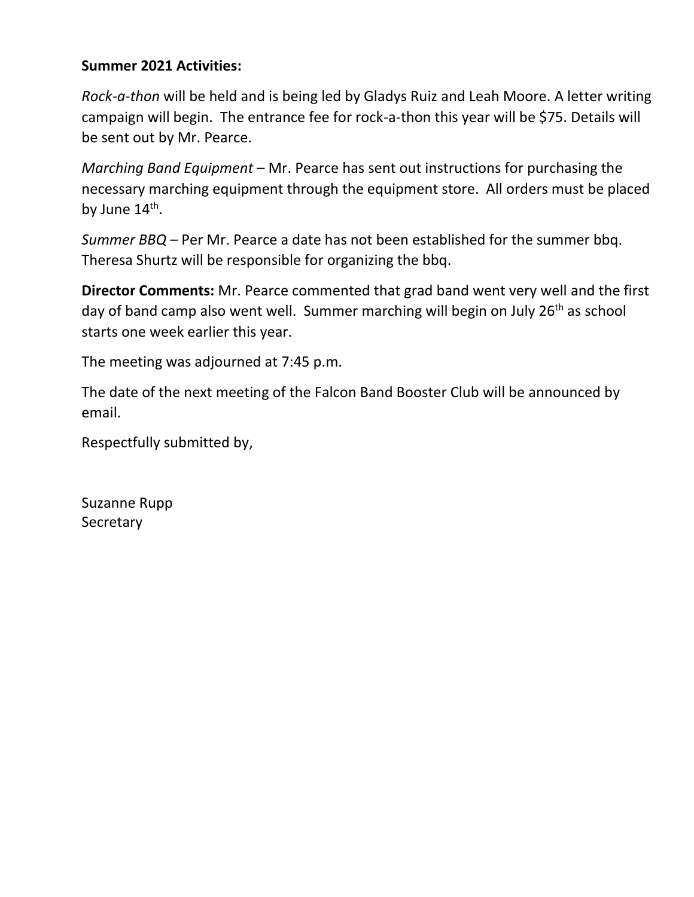**Summer 2021 Activities:**

*Rock-a-thon* will be held and is being led by Gladys Ruiz and Leah Moore. A letter writing campaign will begin. The entrance fee for rock-a-thon this year will be $75. Details will be sent out by Mr. Pearce.

*Marching Band Equipment* – Mr. Pearce has sent out instructions for purchasing the necessary marching equipment through the equipment store. All orders must be placed by June 14th.

*Summer BBQ* – Per Mr. Pearce a date has not been established for the summer bbq. Theresa Shurtz will be responsible for organizing the bbq.

**Director Comments:** Mr. Pearce commented that grad band went very well and the first day of band camp also went well. Summer marching will begin on July 26th as school starts one week earlier this year.

The meeting was adjourned at 7:45 p.m.

The date of the next meeting of the Falcon Band Booster Club will be announced by email.

Respectfully submitted by,

Suzanne Rupp
Secretary